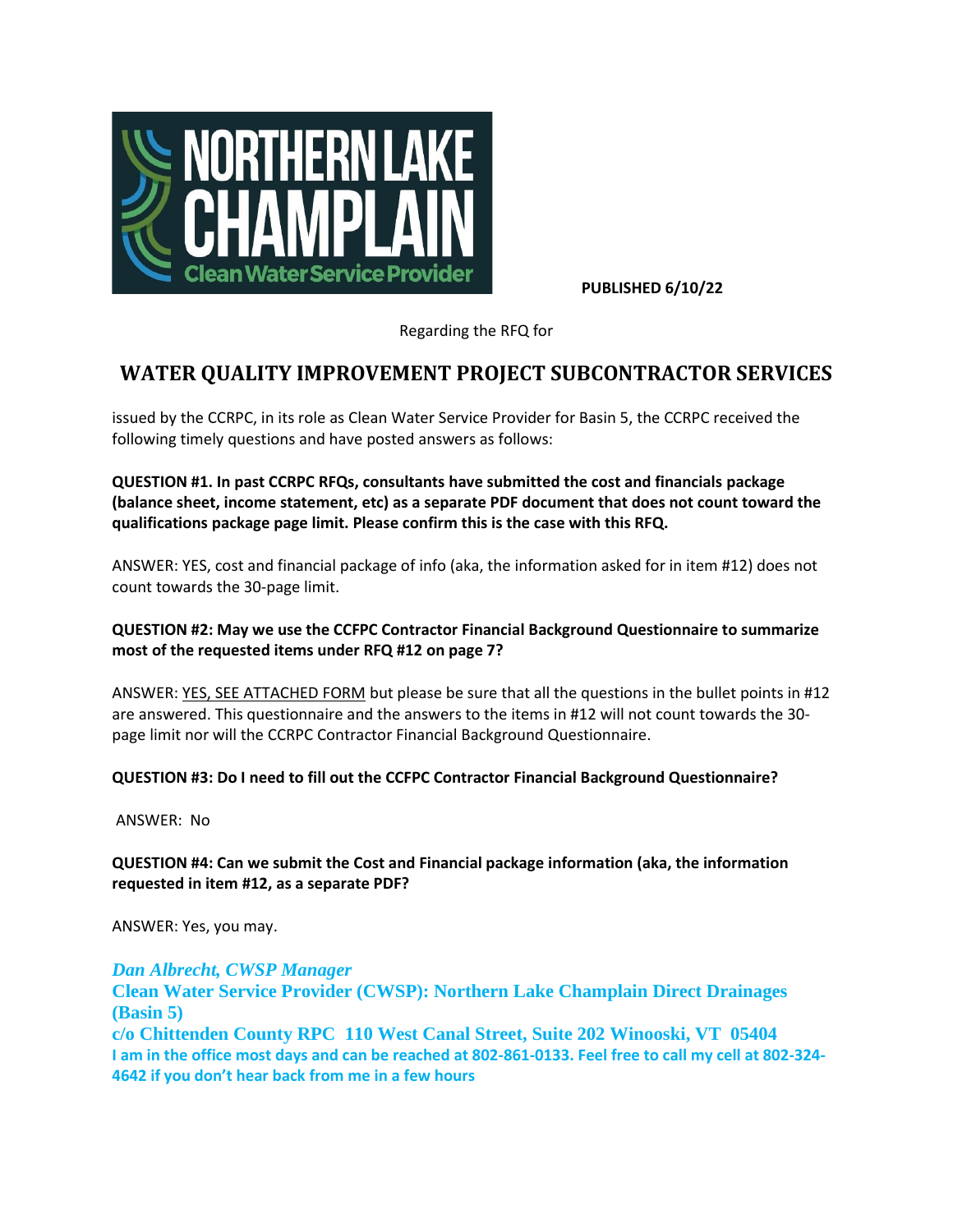NORTHERN LAKE CHAMPLAIN

Clean Water Service Provider

**PUBLISHED 6/10/22**

Regarding the RFQ for

# WATER QUALITY IMPROVEMENT PROJECT SUBCONTRACTOR SERVICES

issued by the CCRPC, in its role as Clean Water Service Provider for Basin 5, the CCRPC received the following timely questions and have posted answers as follows:

**QUESTION #1. In past CCRPC RFQs, consultants have submitted the cost and financials package (balance sheet, income statement, etc) as a separate PDF document that does not count toward the qualifications package page limit. Please confirm this is the case with this RFQ.**

ANSWER: YES, cost and financial package of info (aka, the information asked for in item #12) does not count towards the 30-page limit.

**QUESTION #2: May we use the CCFPC Contractor Financial Background Questionnaire to summarize most of the requested items under RFQ #12 on page 7?**

ANSWER: YES, SEE ATTACHED FORM but please be sure that all the questions in the bullet points in #12 are answered. This questionnaire and the answers to the items in #12 will not count towards the 30-page limit nor will the CCRPC Contractor Financial Background Questionnaire.

**QUESTION #3: Do I need to fill out the CCFPC Contractor Financial Background Questionnaire?**

ANSWER: No

**QUESTION #4: Can we submit the Cost and Financial package information (aka, the information requested in item #12, as a separate PDF?**

ANSWER: Yes, you may.

***Dan Albrecht, CWSP Manager***
**Clean Water Service Provider (CWSP): Northern Lake Champlain Direct Drainages (Basin 5)**
**c/o Chittenden County RPC 110 West Canal Street, Suite 202 Winooski, VT 05404**
**I am in the office most days and can be reached at 802-861-0133. Feel free to call my cell at 802-324-4642 if you don't hear back from me in a few hours**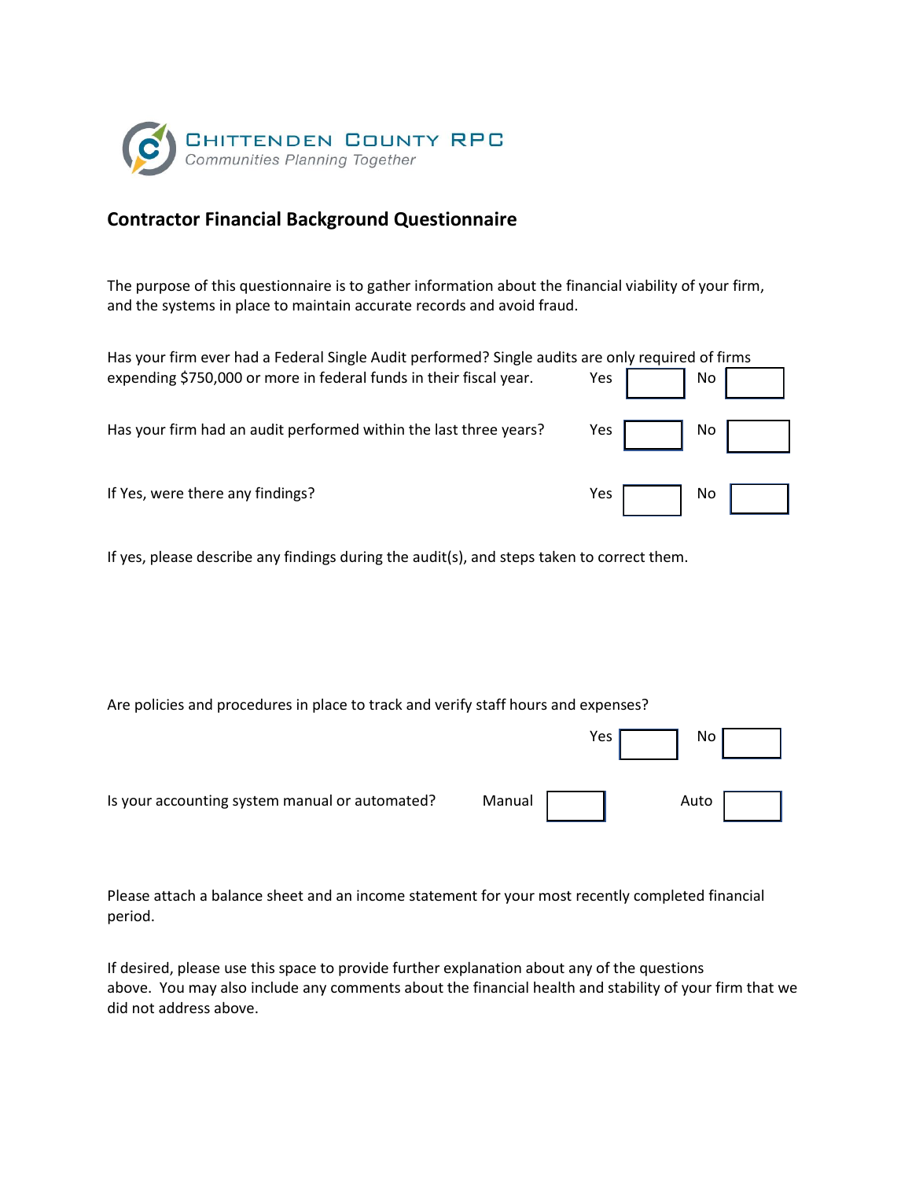CHITTENDEN COUNTY RPC
*Communities Planning Together*

## Contractor Financial Background Questionnaire

The purpose of this questionnaire is to gather information about the financial viability of your firm, and the systems in place to maintain accurate records and avoid fraud.

Has your firm ever had a Federal Single Audit performed? Single audits are only required of firms expending $750,000 or more in federal funds in their fiscal year. Yes ☐ No ☐

Has your firm had an audit performed within the last three years? Yes ☐ No ☐

If Yes, were there any findings? Yes ☐ No ☐

If yes, please describe any findings during the audit(s), and steps taken to correct them.

Are policies and procedures in place to track and verify staff hours and expenses?

Yes ☐ No ☐

Is your accounting system manual or automated? Manual ☐ Auto ☐

Please attach a balance sheet and an income statement for your most recently completed financial period.

If desired, please use this space to provide further explanation about any of the questions above. You may also include any comments about the financial health and stability of your firm that we did not address above.